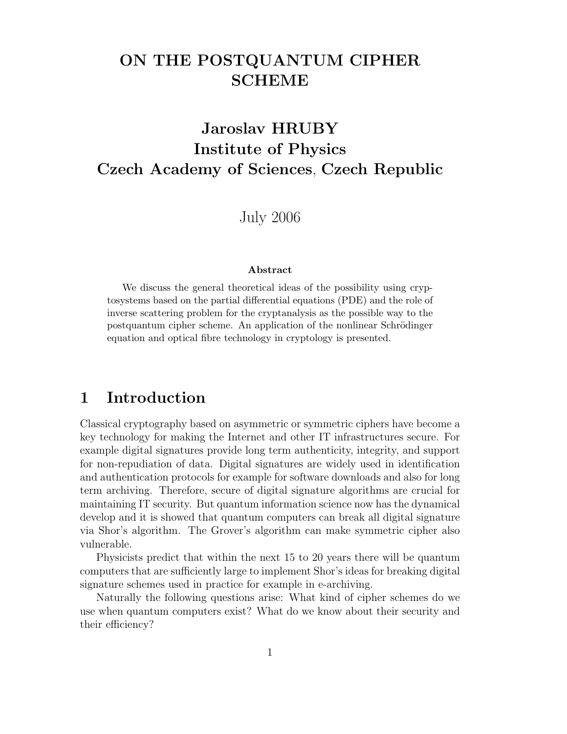# ON THE POSTQUANTUM CIPHER SCHEME

**Jaroslav HRUBY**
**Institute of Physics**
**Czech Academy of Sciences, Czech Republic**

July 2006

**Abstract**

We discuss the general theoretical ideas of the possibility using cryptosystems based on the partial differential equations (PDE) and the role of inverse scattering problem for the cryptanalysis as the possible way to the postquantum cipher scheme. An application of the nonlinear Schrödinger equation and optical fibre technology in cryptology is presented.

## 1 Introduction

Classical cryptography based on asymmetric or symmetric ciphers have become a key technology for making the Internet and other IT infrastructures secure. For example digital signatures provide long term authenticity, integrity, and support for non-repudiation of data. Digital signatures are widely used in identification and authentication protocols for example for software downloads and also for long term archiving. Therefore, secure of digital signature algorithms are crucial for maintaining IT security. But quantum information science now has the dynamical develop and it is showed that quantum computers can break all digital signature via Shor's algorithm. The Grover's algorithm can make symmetric cipher also vulnerable.

Physicists predict that within the next 15 to 20 years there will be quantum computers that are sufficiently large to implement Shor's ideas for breaking digital signature schemes used in practice for example in e-archiving.

Naturally the following questions arise: What kind of cipher schemes do we use when quantum computers exist? What do we know about their security and their efficiency?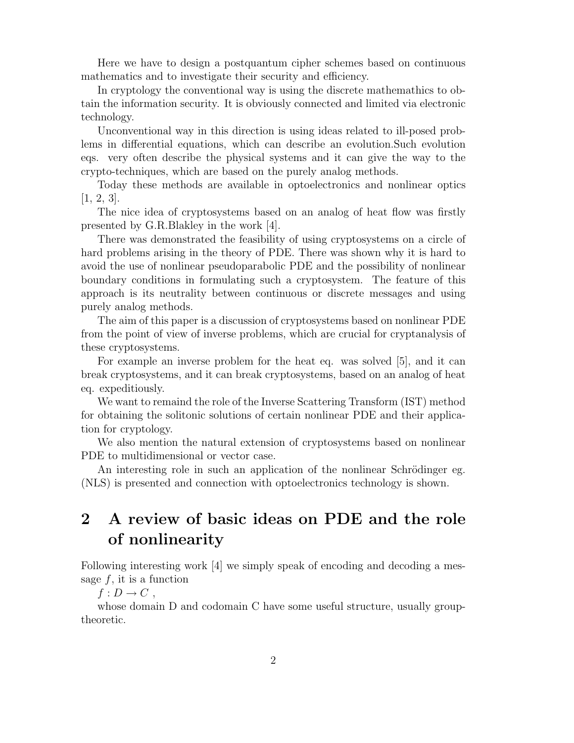Here we have to design a postquantum cipher schemes based on continuous mathematics and to investigate their security and efficiency.

In cryptology the conventional way is using the discrete mathemathics to obtain the information security. It is obviously connected and limited via electronic technology.

Unconventional way in this direction is using ideas related to ill-posed problems in differential equations, which can describe an evolution.Such evolution eqs. very often describe the physical systems and it can give the way to the crypto-techniques, which are based on the purely analog methods.

Today these methods are available in optoelectronics and nonlinear optics [1, 2, 3].

The nice idea of cryptosystems based on an analog of heat flow was firstly presented by G.R.Blakley in the work [4].

There was demonstrated the feasibility of using cryptosystems on a circle of hard problems arising in the theory of PDE. There was shown why it is hard to avoid the use of nonlinear pseudoparabolic PDE and the possibility of nonlinear boundary conditions in formulating such a cryptosystem. The feature of this approach is its neutrality between continuous or discrete messages and using purely analog methods.

The aim of this paper is a discussion of cryptosystems based on nonlinear PDE from the point of view of inverse problems, which are crucial for cryptanalysis of these cryptosystems.

For example an inverse problem for the heat eq. was solved [5], and it can break cryptosystems, and it can break cryptosystems, based on an analog of heat eq. expeditiously.

We want to remaind the role of the Inverse Scattering Transform (IST) method for obtaining the solitonic solutions of certain nonlinear PDE and their application for cryptology.

We also mention the natural extension of cryptosystems based on nonlinear PDE to multidimensional or vector case.

An interesting role in such an application of the nonlinear Schrödinger eg. (NLS) is presented and connection with optoelectronics technology is shown.

## 2 A review of basic ideas on PDE and the role of nonlinearity

Following interesting work [4] we simply speak of encoding and decoding a message $f$, it is a function

$f : D \to C$ ,

whose domain D and codomain C have some useful structure, usually group-theoretic.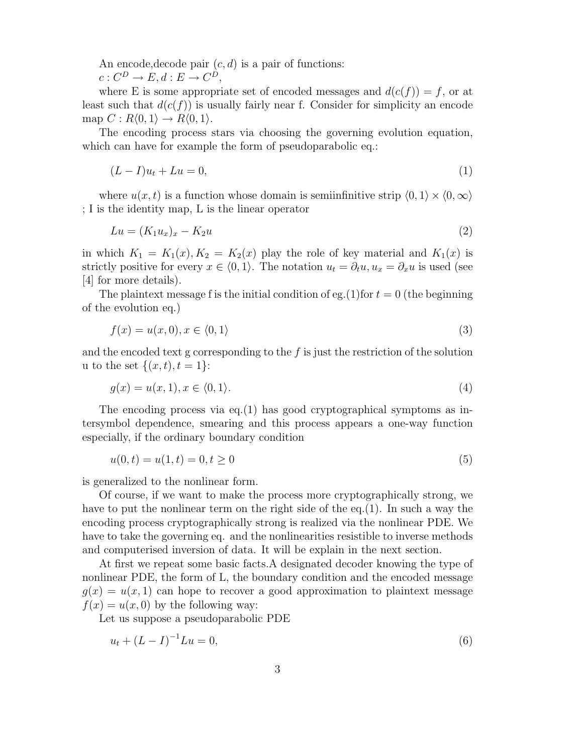An encode,decode pair $(c, d)$ is a pair of functions:
$c : C^D \to E, d : E \to C^D$,

where E is some appropriate set of encoded messages and $d(c(f)) = f$, or at least such that $d(c(f))$ is usually fairly near f. Consider for simplicity an encode map $C : R\langle 0, 1\rangle \to R\langle 0, 1\rangle$.

The encoding process stars via choosing the governing evolution equation, which can have for example the form of pseudoparabolic eq.:

$$(L - I)u_t + Lu = 0, \tag{1}$$

where $u(x, t)$ is a function whose domain is semiinfinitive strip $\langle 0, 1\rangle \times \langle 0, \infty\rangle$ ; I is the identity map, L is the linear operator

$$Lu = (K_1 u_x)_x - K_2 u \tag{2}$$

in which $K_1 = K_1(x), K_2 = K_2(x)$ play the role of key material and $K_1(x)$ is strictly positive for every $x \in \langle 0, 1\rangle$. The notation $u_t = \partial_t u, u_x = \partial_x u$ is used (see [4] for more details).

The plaintext message f is the initial condition of eg.(1)for $t = 0$ (the beginning of the evolution eq.)

$$f(x) = u(x, 0), x \in \langle 0, 1\rangle \tag{3}$$

and the encoded text g corresponding to the $f$ is just the restriction of the solution u to the set $\{(x, t), t = 1\}$:

$$g(x) = u(x, 1), x \in \langle 0, 1\rangle. \tag{4}$$

The encoding process via eq.(1) has good cryptographical symptoms as intersymbol dependence, smearing and this process appears a one-way function especially, if the ordinary boundary condition

$$u(0, t) = u(1, t) = 0, t \geq 0 \tag{5}$$

is generalized to the nonlinear form.

Of course, if we want to make the process more cryptographically strong, we have to put the nonlinear term on the right side of the eq.(1). In such a way the encoding process cryptographically strong is realized via the nonlinear PDE. We have to take the governing eq. and the nonlinearities resistible to inverse methods and computerised inversion of data. It will be explain in the next section.

At first we repeat some basic facts.A designated decoder knowing the type of nonlinear PDE, the form of L, the boundary condition and the encoded message $g(x) = u(x, 1)$ can hope to recover a good approximation to plaintext message $f(x) = u(x, 0)$ by the following way:

Let us suppose a pseudoparabolic PDE

$$u_t + (L - I)^{-1} Lu = 0, \tag{6}$$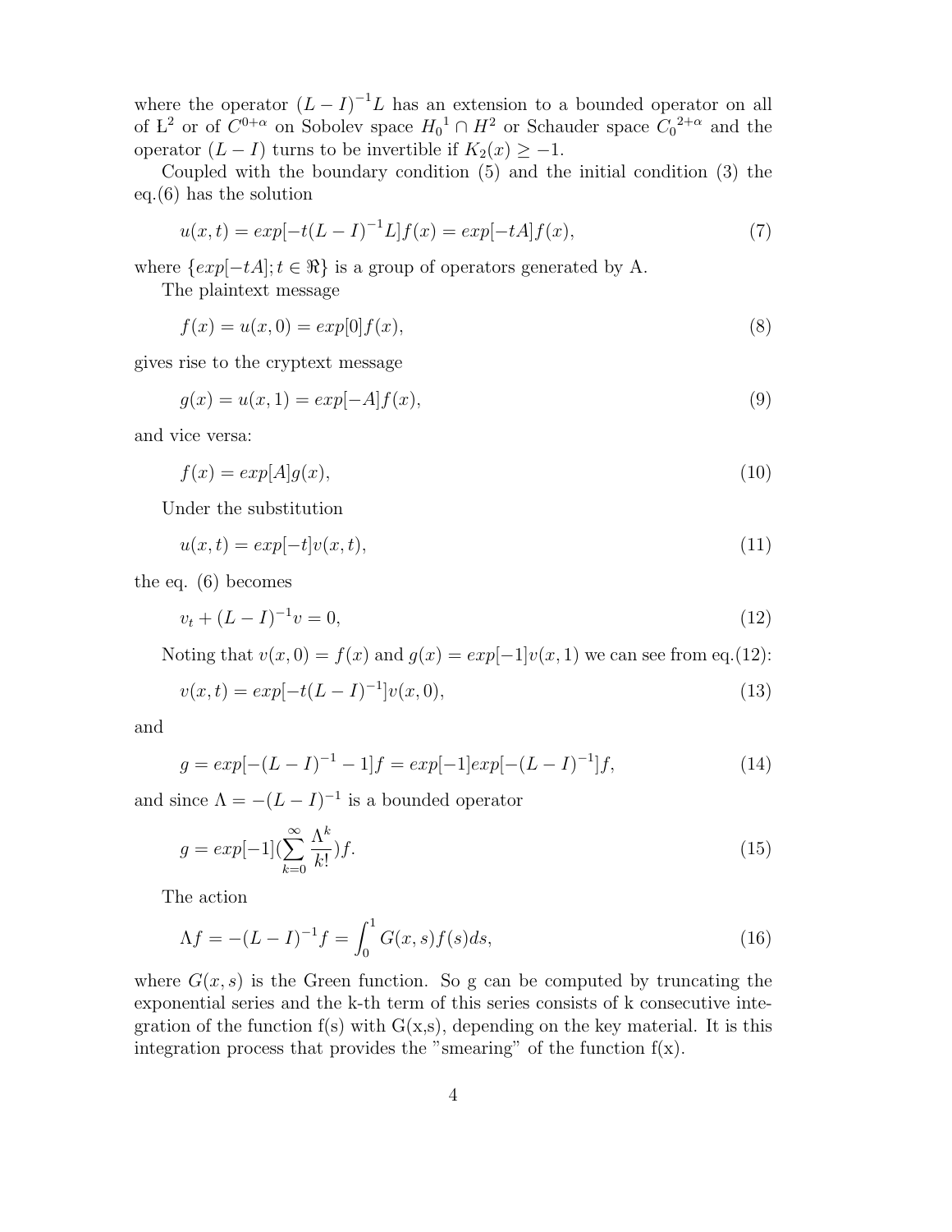where the operator $(L-I)^{-1}L$ has an extension to a bounded operator on all of $\mathrm{L}^2$ or of $C^{0+\alpha}$ on Sobolev space ${H_0}^1 \cap H^2$ or Schauder space ${C_0}^{2+\alpha}$ and the operator $(L-I)$ turns to be invertible if $K_2(x) \geq -1$.

Coupled with the boundary condition (5) and the initial condition (3) the eq.(6) has the solution

$$u(x,t) = exp[-t(L-I)^{-1}L]f(x) = exp[-tA]f(x), \tag{7}$$

where $\{exp[-tA]; t \in \Re\}$ is a group of operators generated by A.

The plaintext message

$$f(x) = u(x,0) = exp[0]f(x), \tag{8}$$

gives rise to the cryptext message

$$g(x) = u(x,1) = exp[-A]f(x), \tag{9}$$

and vice versa:

$$f(x) = exp[A]g(x), \tag{10}$$

Under the substitution

$$u(x,t) = exp[-t]v(x,t), \tag{11}$$

the eq. (6) becomes

$$v_t + (L-I)^{-1}v = 0, \tag{12}$$

Noting that $v(x,0) = f(x)$ and $g(x) = exp[-1]v(x,1)$ we can see from eq.(12):

$$v(x,t) = exp[-t(L-I)^{-1}]v(x,0), \tag{13}$$

and

$$g = exp[-(L-I)^{-1} - 1]f = exp[-1]exp[-(L-I)^{-1}]f, \tag{14}$$

and since $\Lambda = -(L-I)^{-1}$ is a bounded operator

$$g = exp[-1](\sum_{k=0}^{\infty} \frac{\Lambda^k}{k!})f. \tag{15}$$

The action

$$\Lambda f = -(L-I)^{-1}f = \int_0^1 G(x,s)f(s)ds, \tag{16}$$

where $G(x,s)$ is the Green function. So g can be computed by truncating the exponential series and the k-th term of this series consists of k consecutive integration of the function f(s) with G(x,s), depending on the key material. It is this integration process that provides the "smearing" of the function f(x).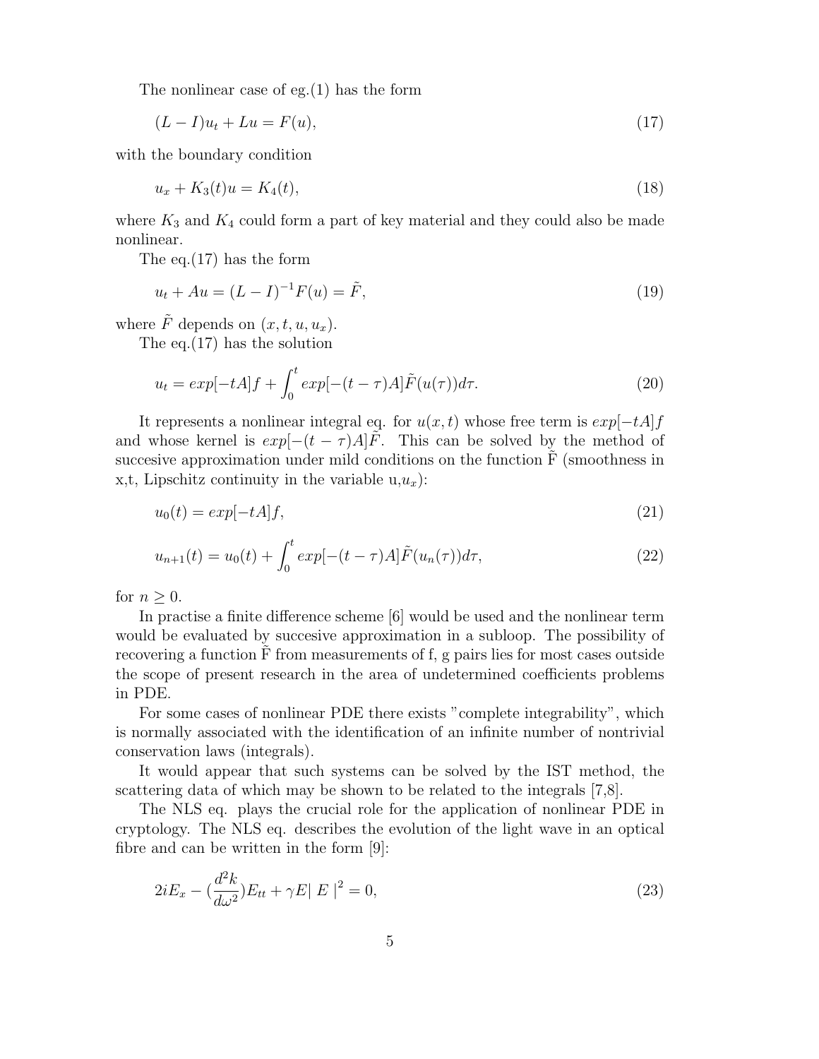The nonlinear case of eg.(1) has the form

$$(L - I)u_t + Lu = F(u), \tag{17}$$

with the boundary condition

$$u_x + K_3(t)u = K_4(t), \tag{18}$$

where $K_3$ and $K_4$ could form a part of key material and they could also be made nonlinear.

The eq.(17) has the form

$$u_t + Au = (L - I)^{-1}F(u) = \tilde{F}, \tag{19}$$

where $\tilde{F}$ depends on $(x, t, u, u_x)$.

The eq.(17) has the solution

$$u_t = exp[-tA]f + \int_0^t exp[-(t-\tau)A]\tilde{F}(u(\tau))d\tau. \tag{20}$$

It represents a nonlinear integral eq. for $u(x,t)$ whose free term is $exp[-tA]f$ and whose kernel is $exp[-(t-\tau)A]\tilde{F}$. This can be solved by the method of succesive approximation under mild conditions on the function $\tilde{F}$ (smoothness in x,t, Lipschitz continuity in the variable u,$u_x$):

$$u_0(t) = exp[-tA]f, \tag{21}$$

$$u_{n+1}(t) = u_0(t) + \int_0^t exp[-(t-\tau)A]\tilde{F}(u_n(\tau))d\tau, \tag{22}$$

for $n \geq 0$.

In practise a finite difference scheme [6] would be used and the nonlinear term would be evaluated by succesive approximation in a subloop. The possibility of recovering a function $\tilde{F}$ from measurements of f, g pairs lies for most cases outside the scope of present research in the area of undetermined coefficients problems in PDE.

For some cases of nonlinear PDE there exists "complete integrability", which is normally associated with the identification of an infinite number of nontrivial conservation laws (integrals).

It would appear that such systems can be solved by the IST method, the scattering data of which may be shown to be related to the integrals [7,8].

The NLS eq. plays the crucial role for the application of nonlinear PDE in cryptology. The NLS eq. describes the evolution of the light wave in an optical fibre and can be written in the form [9]:

$$2iE_x - \left(\frac{d^2k}{d\omega^2}\right)E_{tt} + \gamma E \mid E \mid^2 = 0, \tag{23}$$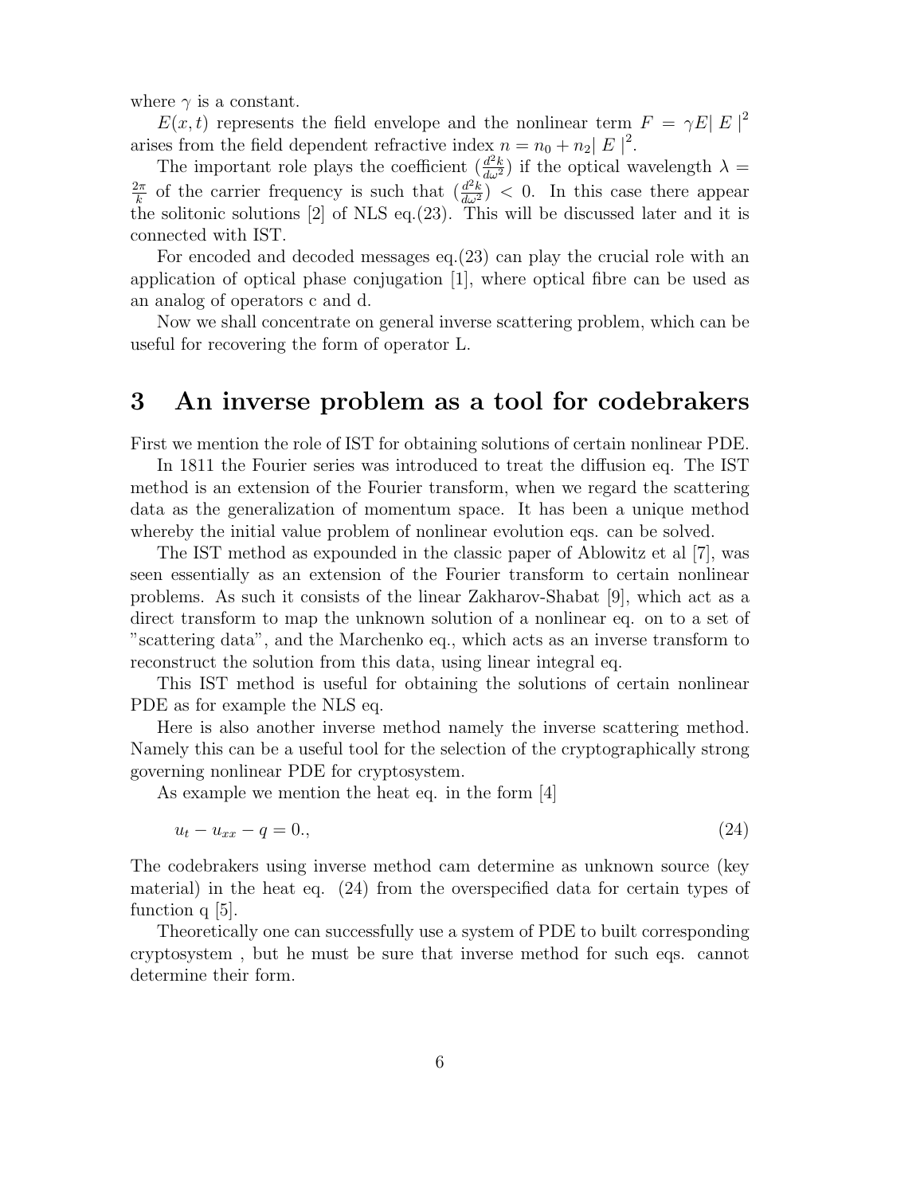where $\gamma$ is a constant.

$E(x,t)$ represents the field envelope and the nonlinear term $F = \gamma E \mid E \mid^2$ arises from the field dependent refractive index $n = n_0 + n_2 \mid E \mid^2$.

The important role plays the coefficient $(\frac{d^2k}{d\omega^2})$ if the optical wavelength $\lambda = \frac{2\pi}{k}$ of the carrier frequency is such that $(\frac{d^2k}{d\omega^2}) < 0$. In this case there appear the solitonic solutions [2] of NLS eq.(23). This will be discussed later and it is connected with IST.

For encoded and decoded messages eq.(23) can play the crucial role with an application of optical phase conjugation [1], where optical fibre can be used as an analog of operators c and d.

Now we shall concentrate on general inverse scattering problem, which can be useful for recovering the form of operator L.

# 3 An inverse problem as a tool for codebrakers

First we mention the role of IST for obtaining solutions of certain nonlinear PDE.

In 1811 the Fourier series was introduced to treat the diffusion eq. The IST method is an extension of the Fourier transform, when we regard the scattering data as the generalization of momentum space. It has been a unique method whereby the initial value problem of nonlinear evolution eqs. can be solved.

The IST method as expounded in the classic paper of Ablowitz et al [7], was seen essentially as an extension of the Fourier transform to certain nonlinear problems. As such it consists of the linear Zakharov-Shabat [9], which act as a direct transform to map the unknown solution of a nonlinear eq. on to a set of "scattering data", and the Marchenko eq., which acts as an inverse transform to reconstruct the solution from this data, using linear integral eq.

This IST method is useful for obtaining the solutions of certain nonlinear PDE as for example the NLS eq.

Here is also another inverse method namely the inverse scattering method. Namely this can be a useful tool for the selection of the cryptographically strong governing nonlinear PDE for cryptosystem.

As example we mention the heat eq. in the form [4]

$$u_t - u_{xx} - q = 0., \tag{24}$$

The codebrakers using inverse method cam determine as unknown source (key material) in the heat eq. (24) from the overspecified data for certain types of function q [5].

Theoretically one can successfully use a system of PDE to built corresponding cryptosystem , but he must be sure that inverse method for such eqs. cannot determine their form.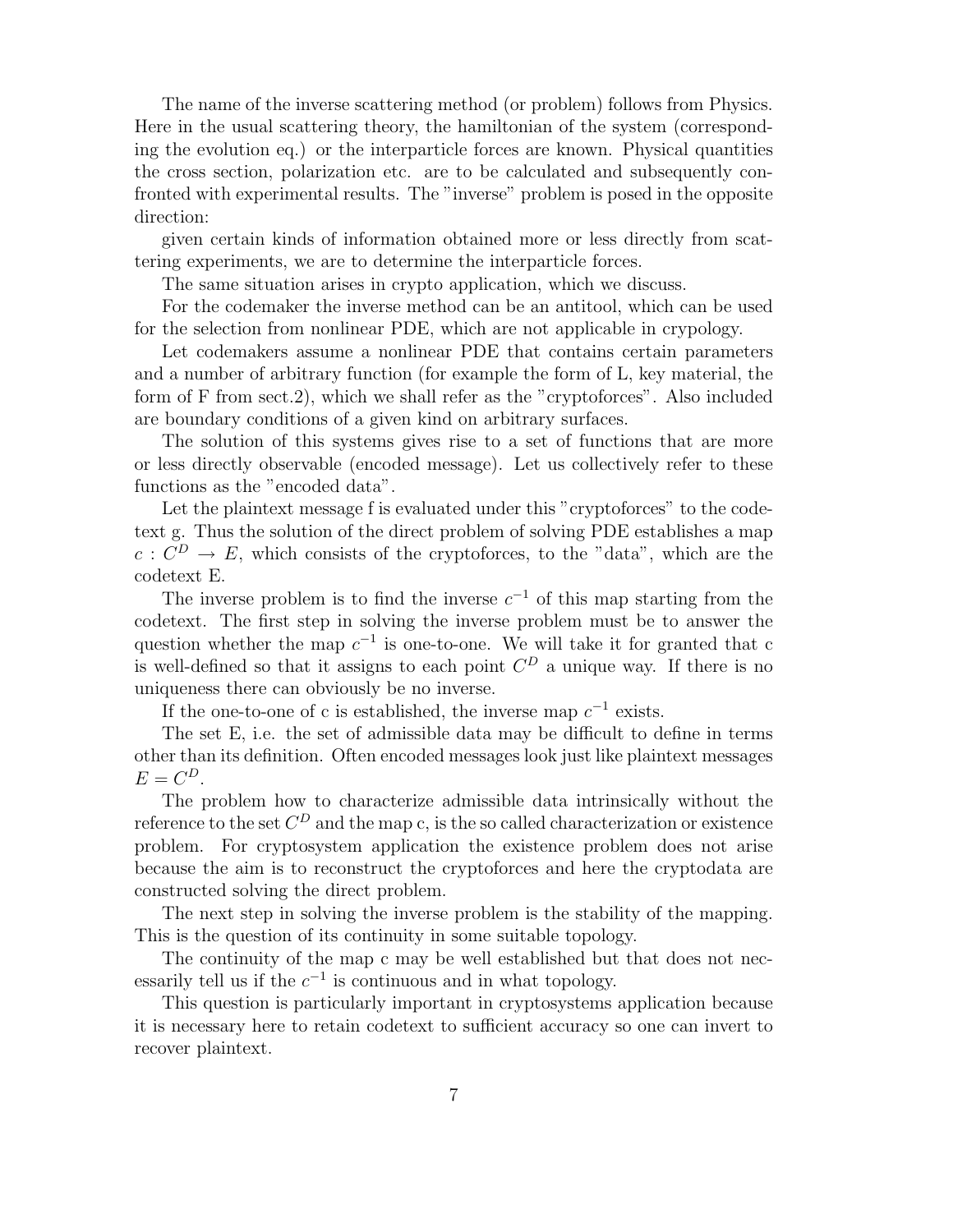The name of the inverse scattering method (or problem) follows from Physics. Here in the usual scattering theory, the hamiltonian of the system (corresponding the evolution eq.) or the interparticle forces are known. Physical quantities the cross section, polarization etc. are to be calculated and subsequently confronted with experimental results. The "inverse" problem is posed in the opposite direction:

given certain kinds of information obtained more or less directly from scattering experiments, we are to determine the interparticle forces.

The same situation arises in crypto application, which we discuss.

For the codemaker the inverse method can be an antitool, which can be used for the selection from nonlinear PDE, which are not applicable in crypology.

Let codemakers assume a nonlinear PDE that contains certain parameters and a number of arbitrary function (for example the form of L, key material, the form of F from sect.2), which we shall refer as the "cryptoforces". Also included are boundary conditions of a given kind on arbitrary surfaces.

The solution of this systems gives rise to a set of functions that are more or less directly observable (encoded message). Let us collectively refer to these functions as the "encoded data".

Let the plaintext message f is evaluated under this "cryptoforces" to the codetext g. Thus the solution of the direct problem of solving PDE establishes a map $c : C^D \to E$, which consists of the cryptoforces, to the "data", which are the codetext E.

The inverse problem is to find the inverse $c^{-1}$ of this map starting from the codetext. The first step in solving the inverse problem must be to answer the question whether the map $c^{-1}$ is one-to-one. We will take it for granted that c is well-defined so that it assigns to each point $C^D$ a unique way. If there is no uniqueness there can obviously be no inverse.

If the one-to-one of c is established, the inverse map $c^{-1}$ exists.

The set E, i.e. the set of admissible data may be difficult to define in terms other than its definition. Often encoded messages look just like plaintext messages $E = C^D$.

The problem how to characterize admissible data intrinsically without the reference to the set $C^D$ and the map c, is the so called characterization or existence problem. For cryptosystem application the existence problem does not arise because the aim is to reconstruct the cryptoforces and here the cryptodata are constructed solving the direct problem.

The next step in solving the inverse problem is the stability of the mapping. This is the question of its continuity in some suitable topology.

The continuity of the map c may be well established but that does not necessarily tell us if the $c^{-1}$ is continuous and in what topology.

This question is particularly important in cryptosystems application because it is necessary here to retain codetext to sufficient accuracy so one can invert to recover plaintext.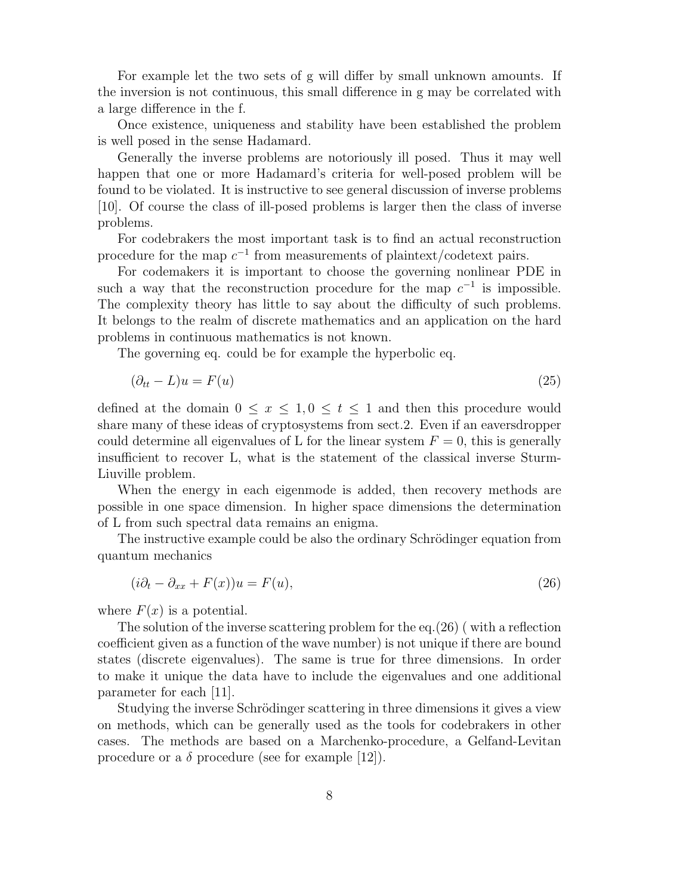For example let the two sets of g will differ by small unknown amounts. If the inversion is not continuous, this small difference in g may be correlated with a large difference in the f.

Once existence, uniqueness and stability have been established the problem is well posed in the sense Hadamard.

Generally the inverse problems are notoriously ill posed. Thus it may well happen that one or more Hadamard's criteria for well-posed problem will be found to be violated. It is instructive to see general discussion of inverse problems [10]. Of course the class of ill-posed problems is larger then the class of inverse problems.

For codebrakers the most important task is to find an actual reconstruction procedure for the map $c^{-1}$ from measurements of plaintext/codetext pairs.

For codemakers it is important to choose the governing nonlinear PDE in such a way that the reconstruction procedure for the map $c^{-1}$ is impossible. The complexity theory has little to say about the difficulty of such problems. It belongs to the realm of discrete mathematics and an application on the hard problems in continuous mathematics is not known.

The governing eq. could be for example the hyperbolic eq.

$$(\partial_{tt} - L)u = F(u) \tag{25}$$

defined at the domain $0 \leq x \leq 1, 0 \leq t \leq 1$ and then this procedure would share many of these ideas of cryptosystems from sect.2. Even if an eaversdropper could determine all eigenvalues of L for the linear system $F = 0$, this is generally insufficient to recover L, what is the statement of the classical inverse Sturm-Liuville problem.

When the energy in each eigenmode is added, then recovery methods are possible in one space dimension. In higher space dimensions the determination of L from such spectral data remains an enigma.

The instructive example could be also the ordinary Schrödinger equation from quantum mechanics

$$(i\partial_t - \partial_{xx} + F(x))u = F(u), \tag{26}$$

where $F(x)$ is a potential.

The solution of the inverse scattering problem for the eq.(26) ( with a reflection coefficient given as a function of the wave number) is not unique if there are bound states (discrete eigenvalues). The same is true for three dimensions. In order to make it unique the data have to include the eigenvalues and one additional parameter for each [11].

Studying the inverse Schrödinger scattering in three dimensions it gives a view on methods, which can be generally used as the tools for codebrakers in other cases. The methods are based on a Marchenko-procedure, a Gelfand-Levitan procedure or a $\delta$ procedure (see for example [12]).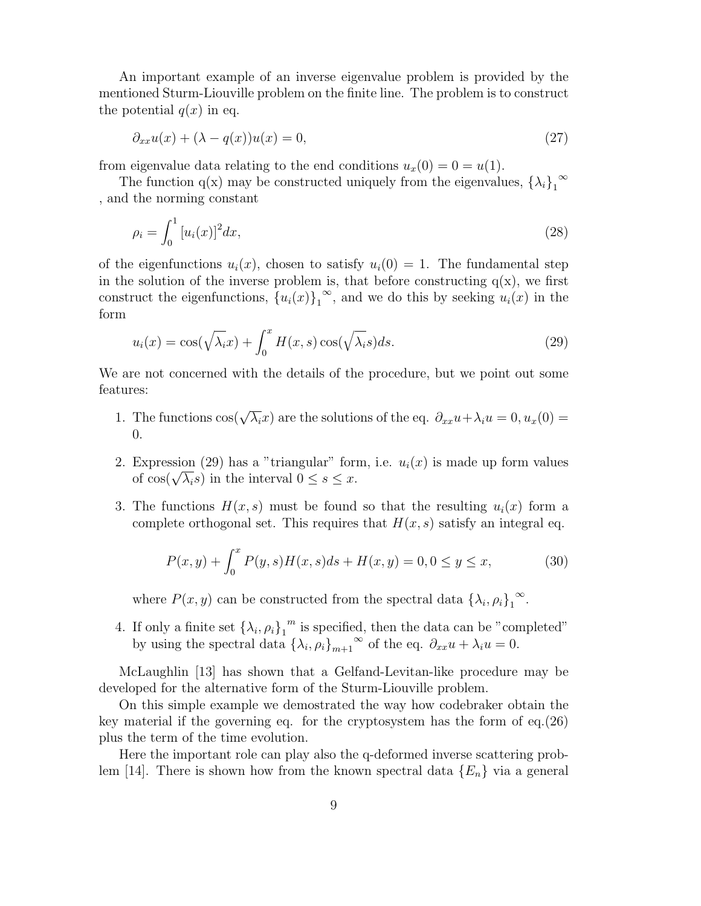An important example of an inverse eigenvalue problem is provided by the mentioned Sturm-Liouville problem on the finite line. The problem is to construct the potential $q(x)$ in eq.

$$\partial_{xx}u(x) + (\lambda - q(x))u(x) = 0, \tag{27}$$

from eigenvalue data relating to the end conditions $u_x(0) = 0 = u(1)$.

The function q(x) may be constructed uniquely from the eigenvalues, ${\{\lambda_i\}_1}^\infty$ , and the norming constant

$$\rho_i = \int_0^1 [u_i(x)]^2 dx, \tag{28}$$

of the eigenfunctions $u_i(x)$, chosen to satisfy $u_i(0) = 1$. The fundamental step in the solution of the inverse problem is, that before constructing q(x), we first construct the eigenfunctions, ${\{u_i(x)\}_1}^\infty$, and we do this by seeking $u_i(x)$ in the form

$$u_i(x) = \cos(\sqrt{\lambda_i}x) + \int_0^x H(x,s)\cos(\sqrt{\lambda_i}s)ds. \tag{29}$$

We are not concerned with the details of the procedure, but we point out some features:

1. The functions $\cos(\sqrt{\lambda_i}x)$ are the solutions of the eq. $\partial_{xx}u + \lambda_i u = 0, u_x(0) = 0$.
2. Expression (29) has a "triangular" form, i.e. $u_i(x)$ is made up form values of $\cos(\sqrt{\lambda_i}s)$ in the interval $0 \leq s \leq x$.
3. The functions $H(x,s)$ must be found so that the resulting $u_i(x)$ form a complete orthogonal set. This requires that $H(x,s)$ satisfy an integral eq.

$$P(x,y) + \int_0^x P(y,s)H(x,s)ds + H(x,y) = 0, 0 \leq y \leq x, \tag{30}$$

   where $P(x,y)$ can be constructed from the spectral data ${\{\lambda_i, \rho_i\}_1}^\infty$.

4. If only a finite set ${\{\lambda_i, \rho_i\}_1}^m$ is specified, then the data can be "completed" by using the spectral data ${\{\lambda_i, \rho_i\}_{m+1}}^\infty$ of the eq. $\partial_{xx}u + \lambda_i u = 0$.

McLaughlin [13] has shown that a Gelfand-Levitan-like procedure may be developed for the alternative form of the Sturm-Liouville problem.

On this simple example we demostrated the way how codebraker obtain the key material if the governing eq. for the cryptosystem has the form of eq.(26) plus the term of the time evolution.

Here the important role can play also the q-deformed inverse scattering problem [14]. There is shown how from the known spectral data $\{E_n\}$ via a general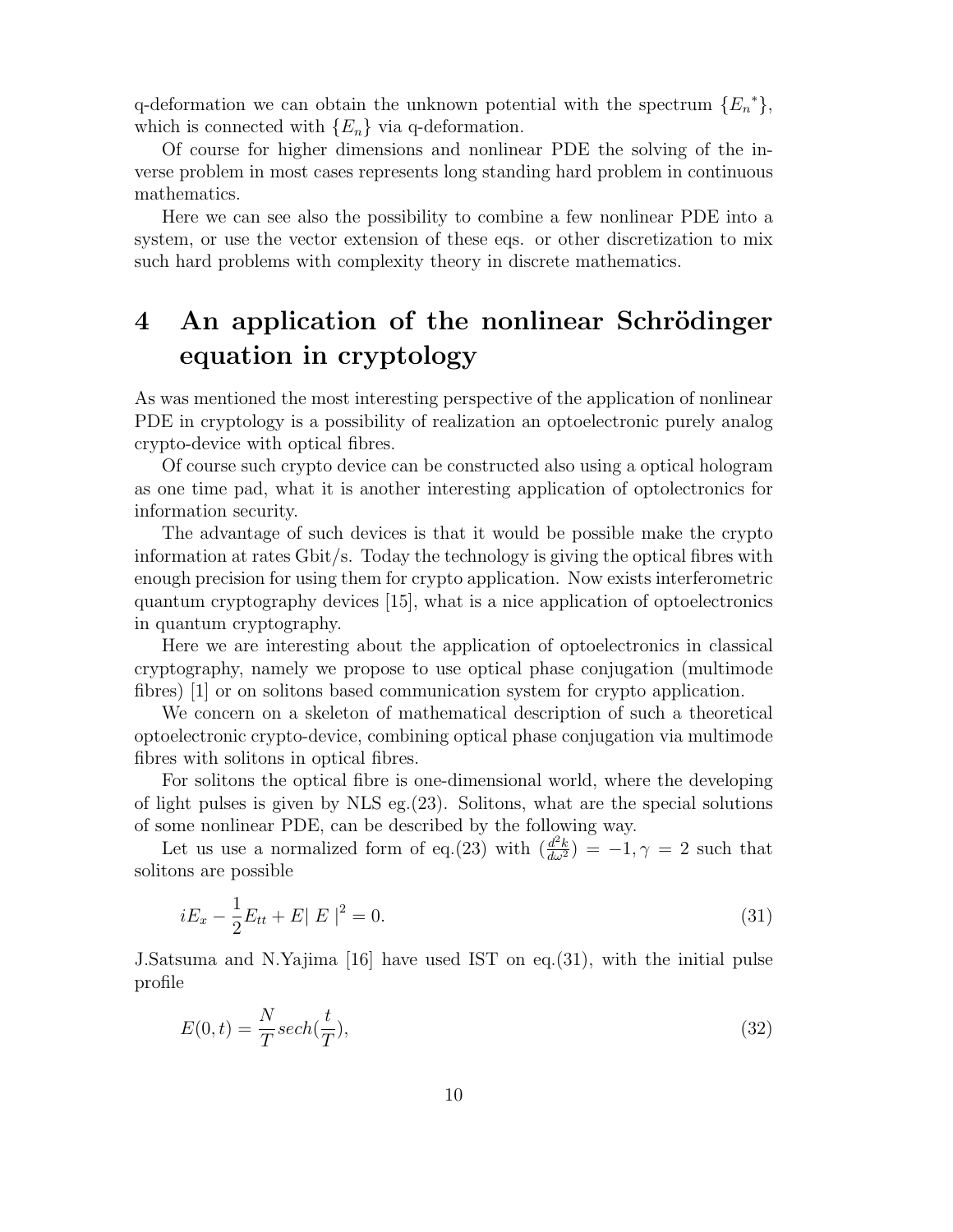q-deformation we can obtain the unknown potential with the spectrum $\{E_n{}^*\}$, which is connected with $\{E_n\}$ via q-deformation.

Of course for higher dimensions and nonlinear PDE the solving of the inverse problem in most cases represents long standing hard problem in continuous mathematics.

Here we can see also the possibility to combine a few nonlinear PDE into a system, or use the vector extension of these eqs. or other discretization to mix such hard problems with complexity theory in discrete mathematics.

# 4 An application of the nonlinear Schrödinger equation in cryptology

As was mentioned the most interesting perspective of the application of nonlinear PDE in cryptology is a possibility of realization an optoelectronic purely analog crypto-device with optical fibres.

Of course such crypto device can be constructed also using a optical hologram as one time pad, what it is another interesting application of optolectronics for information security.

The advantage of such devices is that it would be possible make the crypto information at rates Gbit/s. Today the technology is giving the optical fibres with enough precision for using them for crypto application. Now exists interferometric quantum cryptography devices [15], what is a nice application of optoelectronics in quantum cryptography.

Here we are interesting about the application of optoelectronics in classical cryptography, namely we propose to use optical phase conjugation (multimode fibres) [1] or on solitons based communication system for crypto application.

We concern on a skeleton of mathematical description of such a theoretical optoelectronic crypto-device, combining optical phase conjugation via multimode fibres with solitons in optical fibres.

For solitons the optical fibre is one-dimensional world, where the developing of light pulses is given by NLS eg.(23). Solitons, what are the special solutions of some nonlinear PDE, can be described by the following way.

Let us use a normalized form of eq.(23) with $(\frac{d^2k}{d\omega^2}) = -1, \gamma = 2$ such that solitons are possible

$$iE_x - \frac{1}{2}E_{tt} + E|\ E\ |^2 = 0. \tag{31}$$

J.Satsuma and N.Yajima [16] have used IST on eq.(31), with the initial pulse profile

$$E(0,t) = \frac{N}{T} sech(\frac{t}{T}), \tag{32}$$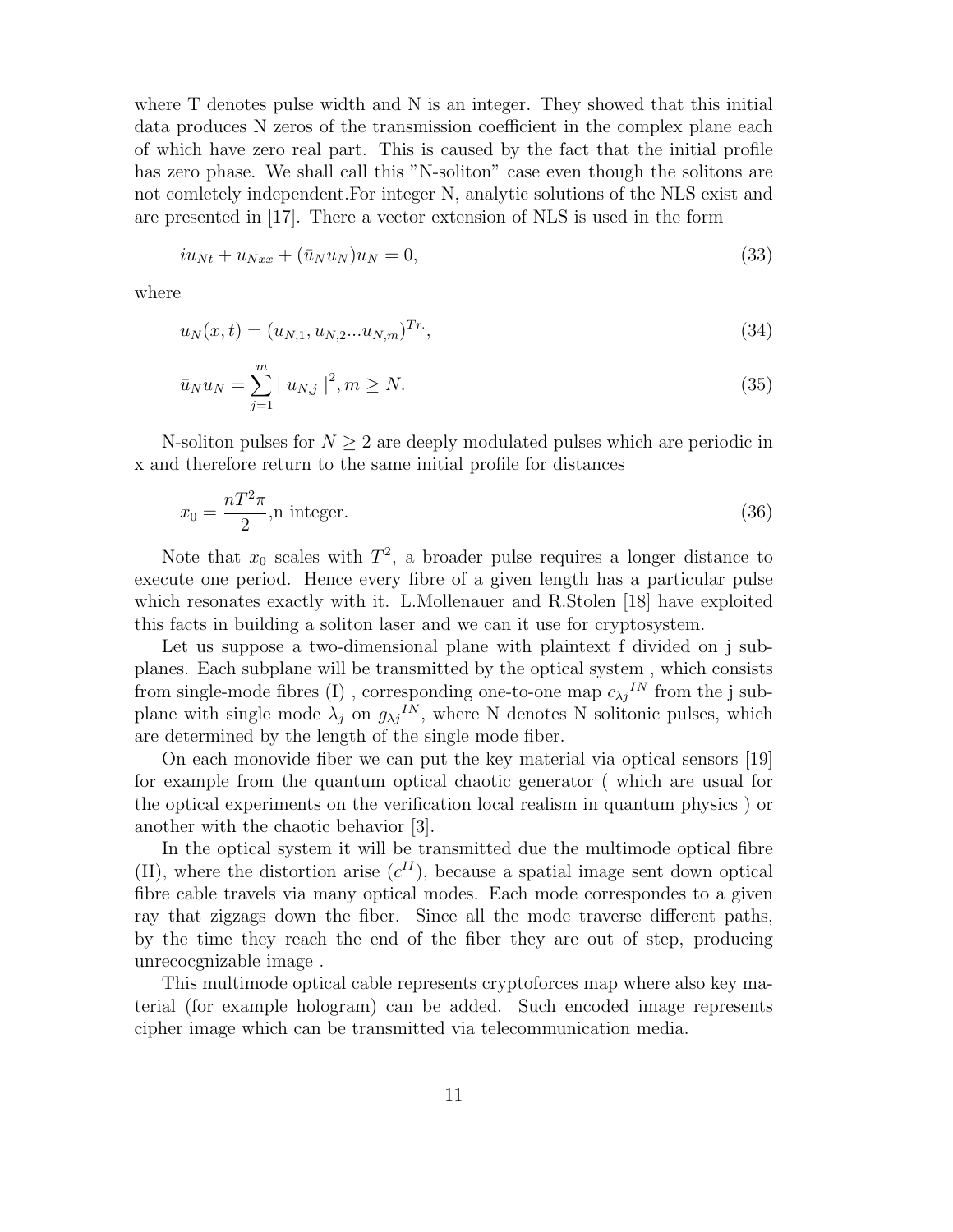where T denotes pulse width and N is an integer. They showed that this initial data produces N zeros of the transmission coefficient in the complex plane each of which have zero real part. This is caused by the fact that the initial profile has zero phase. We shall call this "N-soliton" case even though the solitons are not comletely independent.For integer N, analytic solutions of the NLS exist and are presented in [17]. There a vector extension of NLS is used in the form

$$iu_{Nt} + u_{Nxx} + (\bar{u}_N u_N)u_N = 0, \tag{33}$$

where

$$u_N(x,t) = (u_{N,1}, u_{N,2} ... u_{N,m})^{Tr.}, \tag{34}$$

$$\bar{u}_N u_N = \sum_{j=1}^{m} \mid u_{N,j} \mid^2, m \geq N. \tag{35}$$

N-soliton pulses for $N \geq 2$ are deeply modulated pulses which are periodic in x and therefore return to the same initial profile for distances

$$x_0 = \frac{nT^2\pi}{2}, \text{n integer.} \tag{36}$$

Note that $x_0$ scales with $T^2$, a broader pulse requires a longer distance to execute one period. Hence every fibre of a given length has a particular pulse which resonates exactly with it. L.Mollenauer and R.Stolen [18] have exploited this facts in building a soliton laser and we can it use for cryptosystem.

Let us suppose a two-dimensional plane with plaintext f divided on j subplanes. Each subplane will be transmitted by the optical system , which consists from single-mode fibres (I) , corresponding one-to-one map ${c_{\lambda j}}^{IN}$ from the j subplane with single mode $\lambda_j$ on ${g_{\lambda j}}^{IN}$, where N denotes N solitonic pulses, which are determined by the length of the single mode fiber.

On each monovide fiber we can put the key material via optical sensors [19] for example from the quantum optical chaotic generator ( which are usual for the optical experiments on the verification local realism in quantum physics ) or another with the chaotic behavior [3].

In the optical system it will be transmitted due the multimode optical fibre (II), where the distortion arise ($c^{II}$), because a spatial image sent down optical fibre cable travels via many optical modes. Each mode correspondes to a given ray that zigzags down the fiber. Since all the mode traverse different paths, by the time they reach the end of the fiber they are out of step, producing unrecocgnizable image .

This multimode optical cable represents cryptoforces map where also key material (for example hologram) can be added. Such encoded image represents cipher image which can be transmitted via telecommunication media.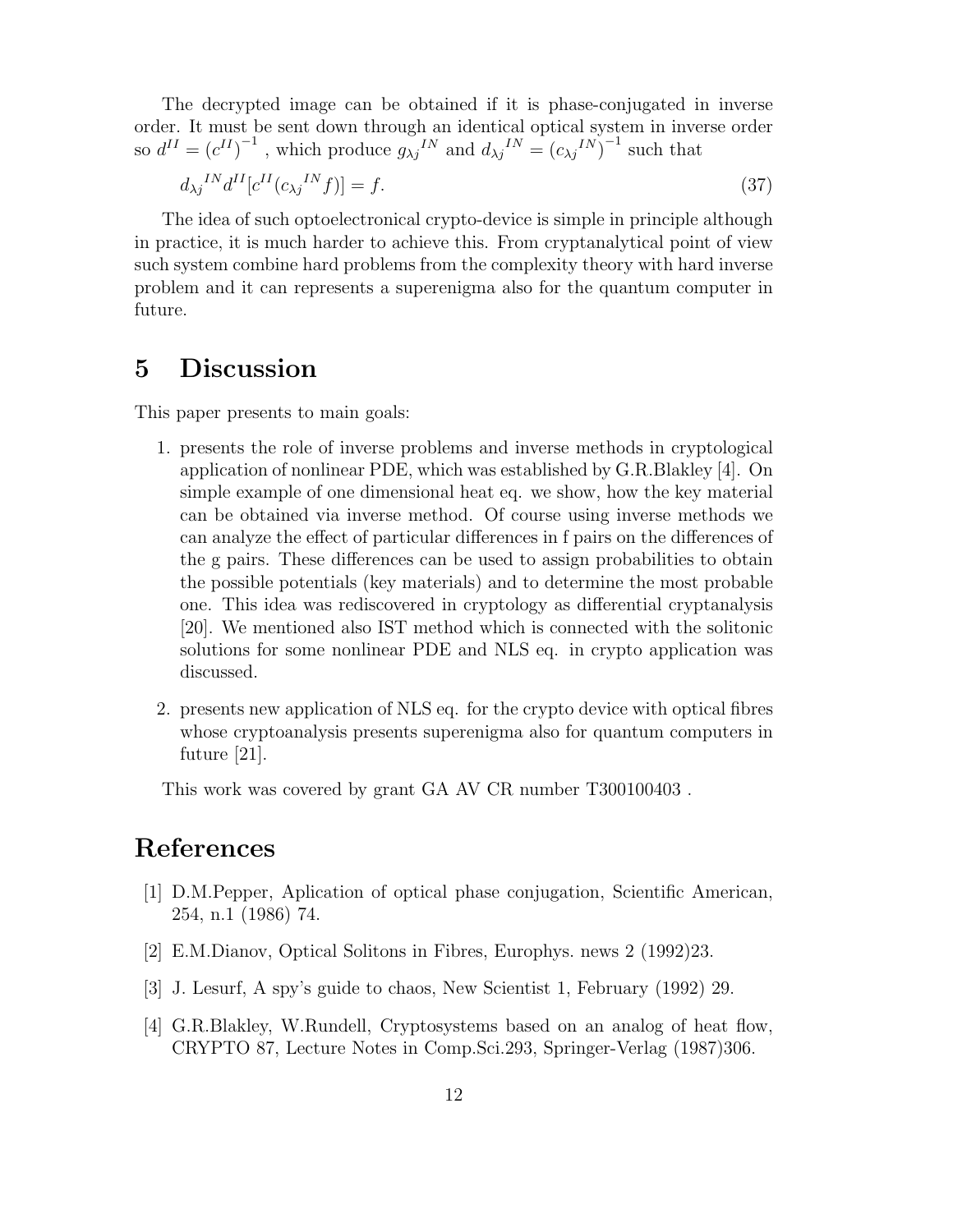The decrypted image can be obtained if it is phase-conjugated in inverse order. It must be sent down through an identical optical system in inverse order so $d^{II} = \left(c^{II}\right)^{-1}$ , which produce ${g_{\lambda j}}^{IN}$ and ${d_{\lambda j}}^{IN} = \left({c_{\lambda j}}^{IN}\right)^{-1}$ such that

$$ {d_{\lambda j}}^{IN} d^{II}[c^{II}({c_{\lambda j}}^{IN} f)] = f. \tag{37} $$

The idea of such optoelectronical crypto-device is simple in principle although in practice, it is much harder to achieve this. From cryptanalytical point of view such system combine hard problems from the complexity theory with hard inverse problem and it can represents a superenigma also for the quantum computer in future.

## 5 Discussion

This paper presents to main goals:

1. presents the role of inverse problems and inverse methods in cryptological application of nonlinear PDE, which was established by G.R.Blakley [4]. On simple example of one dimensional heat eq. we show, how the key material can be obtained via inverse method. Of course using inverse methods we can analyze the effect of particular differences in f pairs on the differences of the g pairs. These differences can be used to assign probabilities to obtain the possible potentials (key materials) and to determine the most probable one. This idea was rediscovered in cryptology as differential cryptanalysis [20]. We mentioned also IST method which is connected with the solitonic solutions for some nonlinear PDE and NLS eq. in crypto application was discussed.

2. presents new application of NLS eq. for the crypto device with optical fibres whose cryptoanalysis presents superenigma also for quantum computers in future [21].

This work was covered by grant GA AV CR number T300100403 .

## References

[1] D.M.Pepper, Aplication of optical phase conjugation, Scientific American, 254, n.1 (1986) 74.

[2] E.M.Dianov, Optical Solitons in Fibres, Europhys. news 2 (1992)23.

[3] J. Lesurf, A spy's guide to chaos, New Scientist 1, February (1992) 29.

[4] G.R.Blakley, W.Rundell, Cryptosystems based on an analog of heat flow, CRYPTO 87, Lecture Notes in Comp.Sci.293, Springer-Verlag (1987)306.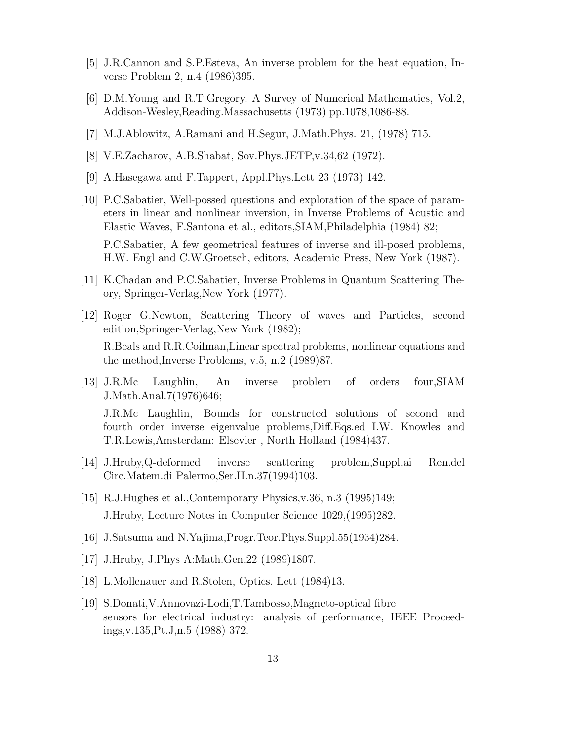[5] J.R.Cannon and S.P.Esteva, An inverse problem for the heat equation, Inverse Problem 2, n.4 (1986)395.

[6] D.M.Young and R.T.Gregory, A Survey of Numerical Mathematics, Vol.2, Addison-Wesley,Reading.Massachusetts (1973) pp.1078,1086-88.

[7] M.J.Ablowitz, A.Ramani and H.Segur, J.Math.Phys. 21, (1978) 715.

[8] V.E.Zacharov, A.B.Shabat, Sov.Phys.JETP,v.34,62 (1972).

[9] A.Hasegawa and F.Tappert, Appl.Phys.Lett 23 (1973) 142.

[10] P.C.Sabatier, Well-possed questions and exploration of the space of parameters in linear and nonlinear inversion, in Inverse Problems of Acustic and Elastic Waves, F.Santona et al., editors,SIAM,Philadelphia (1984) 82;

P.C.Sabatier, A few geometrical features of inverse and ill-posed problems, H.W. Engl and C.W.Groetsch, editors, Academic Press, New York (1987).

[11] K.Chadan and P.C.Sabatier, Inverse Problems in Quantum Scattering Theory, Springer-Verlag,New York (1977).

[12] Roger G.Newton, Scattering Theory of waves and Particles, second edition,Springer-Verlag,New York (1982);

R.Beals and R.R.Coifman,Linear spectral problems, nonlinear equations and the method,Inverse Problems, v.5, n.2 (1989)87.

[13] J.R.Mc Laughlin, An inverse problem of orders four,SIAM J.Math.Anal.7(1976)646;

J.R.Mc Laughlin, Bounds for constructed solutions of second and fourth order inverse eigenvalue problems,Diff.Eqs.ed I.W. Knowles and T.R.Lewis,Amsterdam: Elsevier , North Holland (1984)437.

[14] J.Hruby,Q-deformed inverse scattering problem,Suppl.ai Ren.del Circ.Matem.di Palermo,Ser.II.n.37(1994)103.

[15] R.J.Hughes et al.,Contemporary Physics,v.36, n.3 (1995)149;

J.Hruby, Lecture Notes in Computer Science 1029,(1995)282.

[16] J.Satsuma and N.Yajima,Progr.Teor.Phys.Suppl.55(1934)284.

[17] J.Hruby, J.Phys A:Math.Gen.22 (1989)1807.

[18] L.Mollenauer and R.Stolen, Optics. Lett (1984)13.

[19] S.Donati,V.Annovazi-Lodi,T.Tambosso,Magneto-optical fibre sensors for electrical industry: analysis of performance, IEEE Proceedings,v.135,Pt.J,n.5 (1988) 372.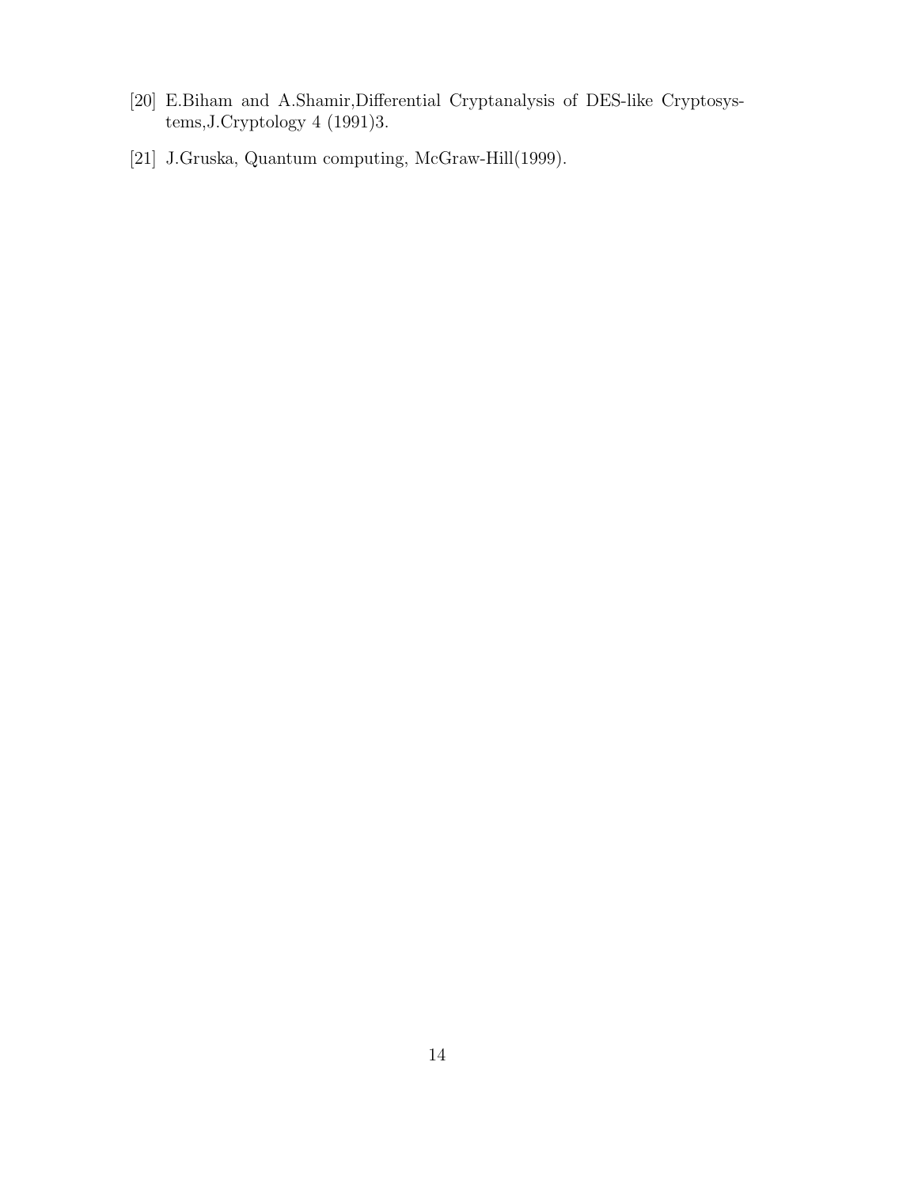[20] E.Biham and A.Shamir,Differential Cryptanalysis of DES-like Cryptosystems,J.Cryptology 4 (1991)3.

[21] J.Gruska, Quantum computing, McGraw-Hill(1999).